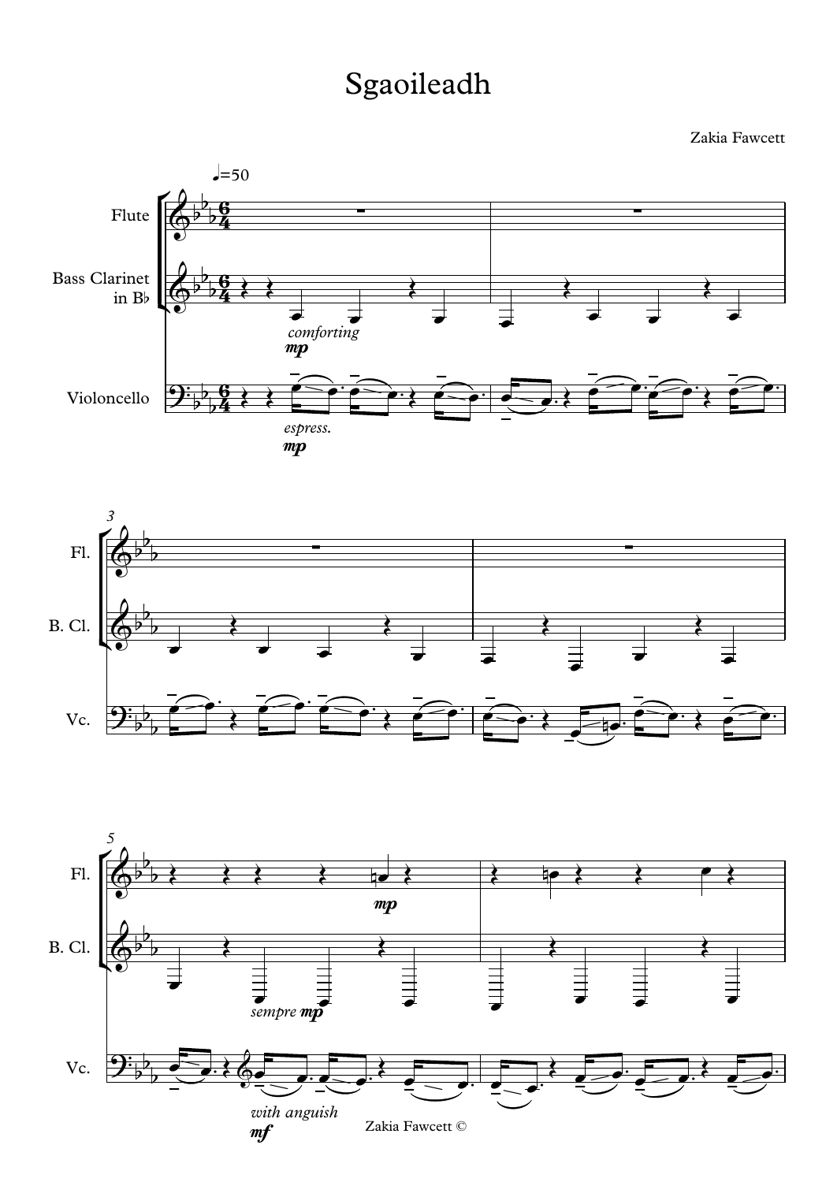# Sgaoileadh

Zakia Fawcett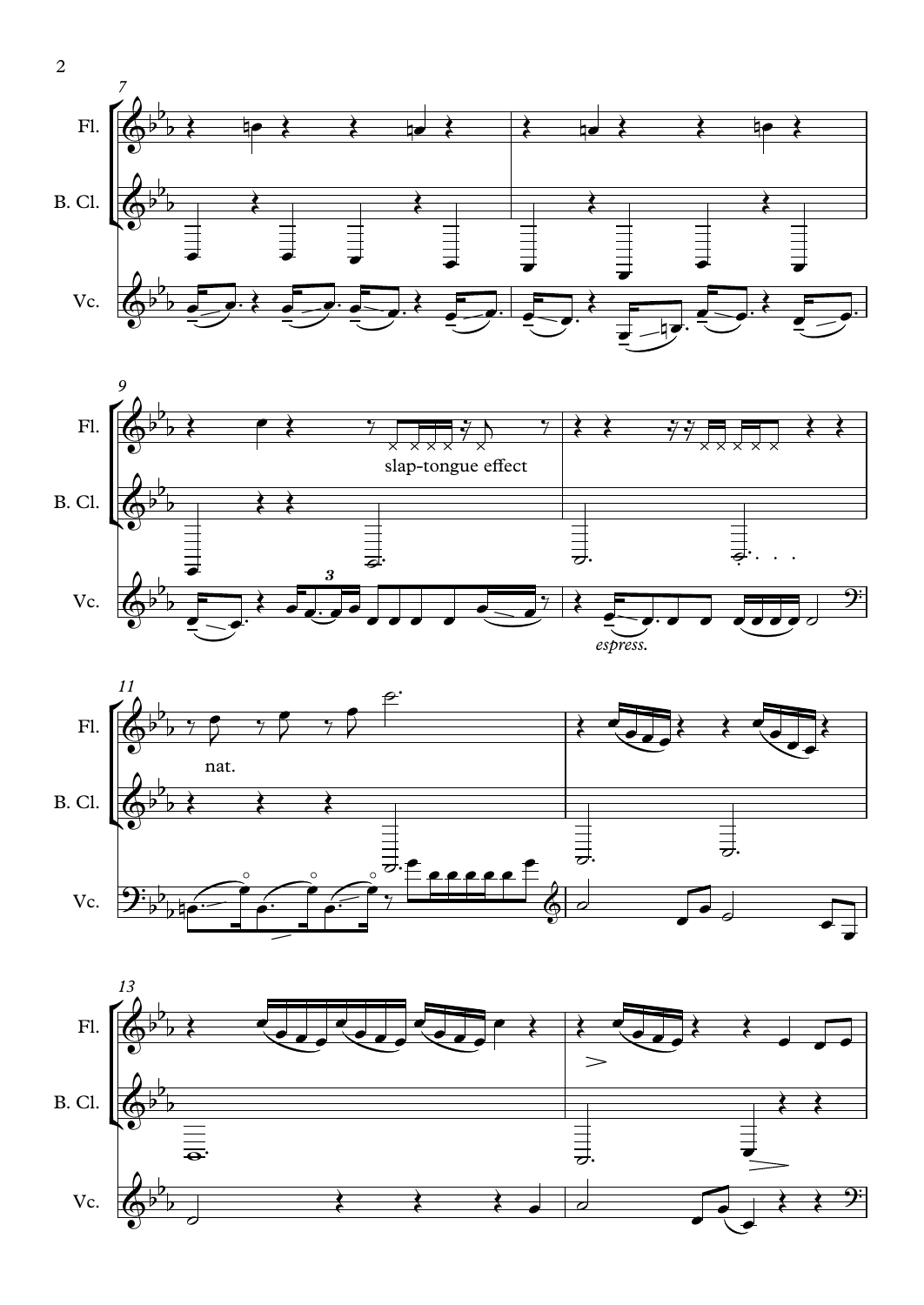Fl.

B. Cl.

Vc.

slap-tongue effect

*espress.*

nat.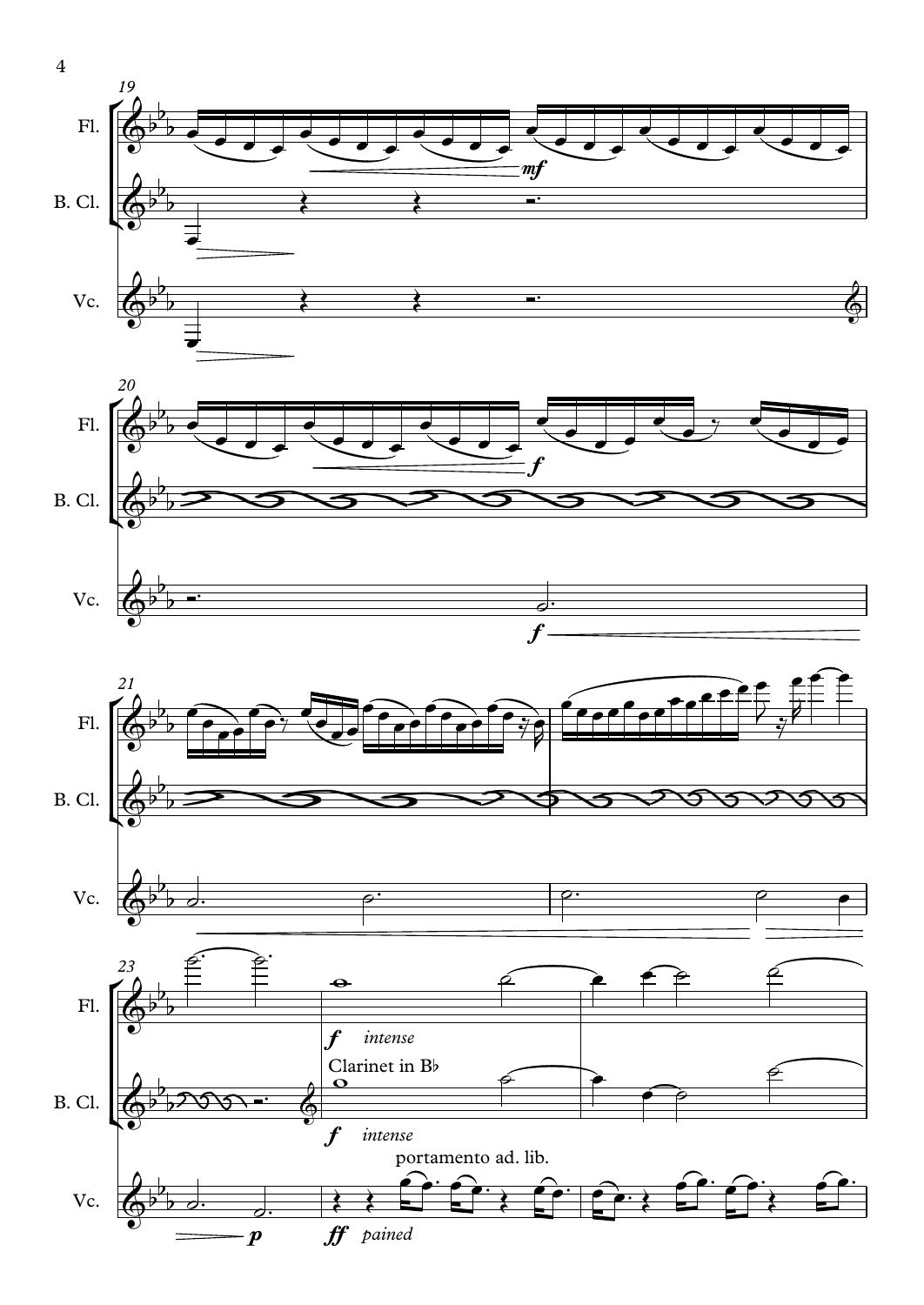19

Fl.

B. Cl.

Vc.

*mf*

20

*f*

*f*

21

23

*f* *intense*

Clarinet in B♭

*f* *intense*

portamento ad. lib.

*p*

*ff* *pained*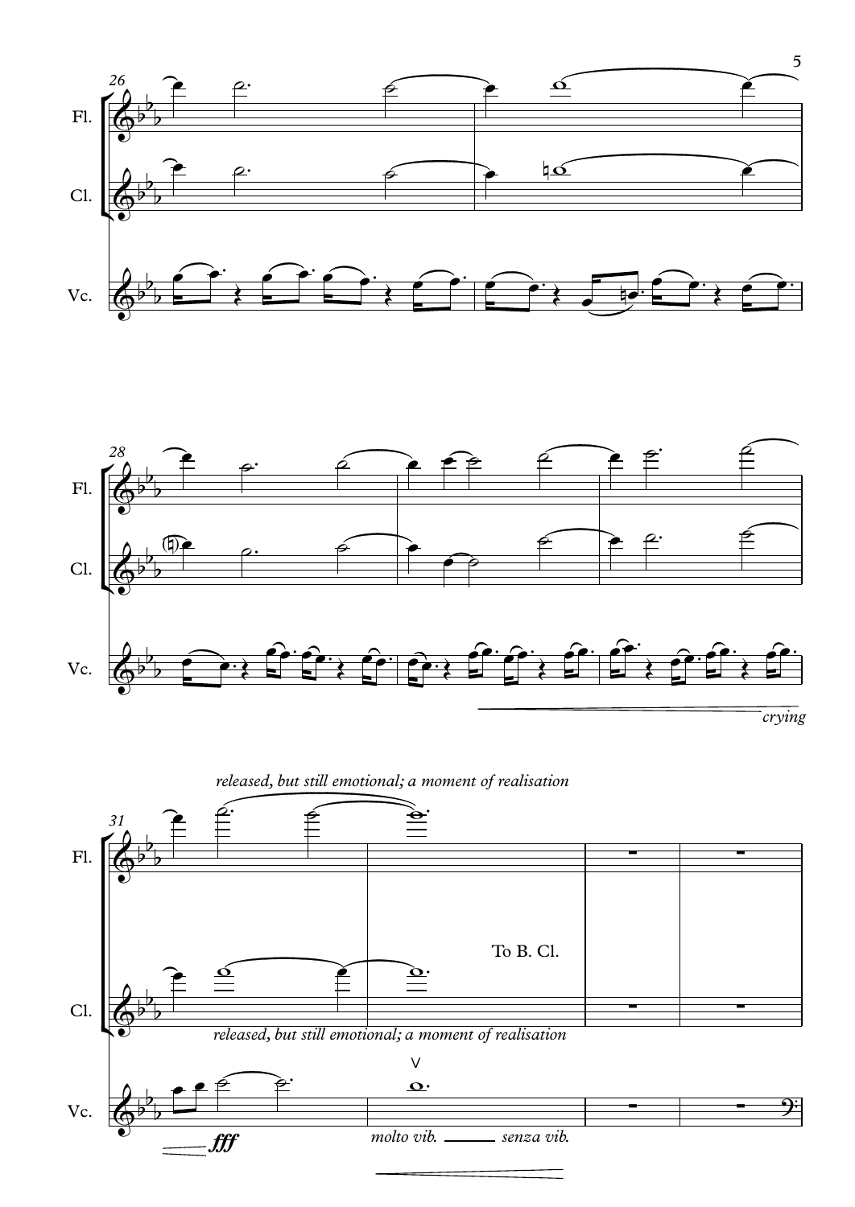Fl.

Cl.

Vc.

*crying*

*released, but still emotional; a moment of realisation*

To B. Cl.

*released, but still emotional; a moment of realisation*

***fff***

*molto vib.* ______ *senza vib.*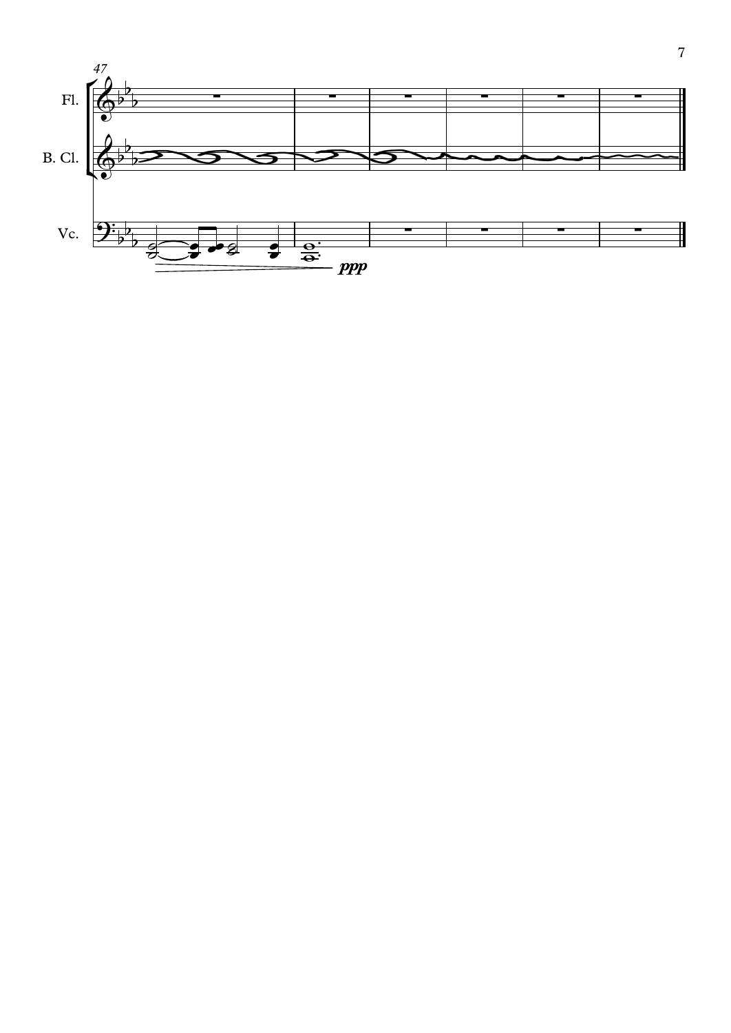47

Fl.

B. Cl.

Vc.

ppp